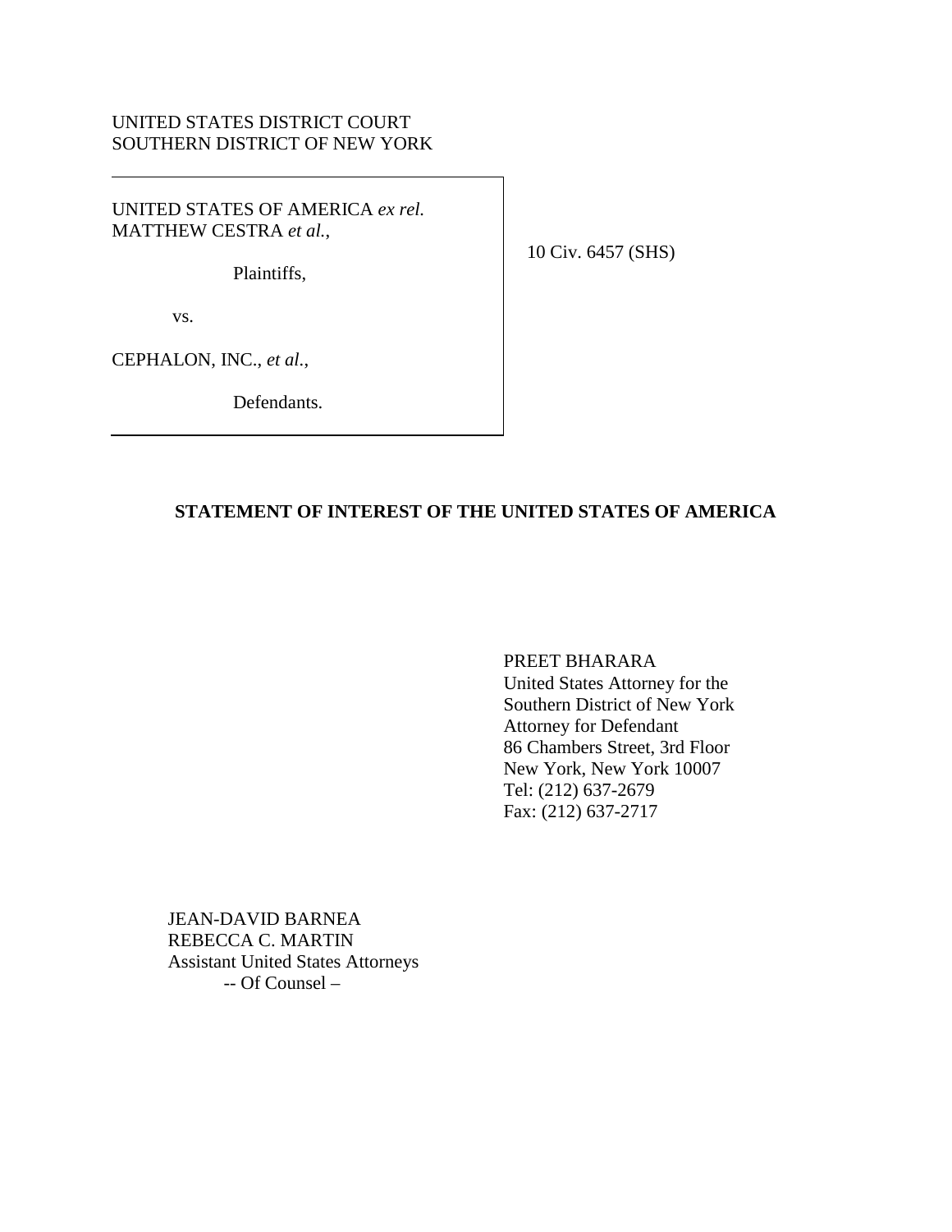UNITED STATES DISTRICT COURT
SOUTHERN DISTRICT OF NEW YORK

UNITED STATES OF AMERICA *ex rel.* MATTHEW CESTRA *et al.*,

Plaintiffs,

vs.

CEPHALON, INC., *et al.*,

Defendants.

10 Civ. 6457 (SHS)

**STATEMENT OF INTEREST OF THE UNITED STATES OF AMERICA**

PREET BHARARA
United States Attorney for the
Southern District of New York
Attorney for Defendant
86 Chambers Street, 3rd Floor
New York, New York 10007
Tel: (212) 637-2679
Fax: (212) 637-2717

JEAN-DAVID BARNEA
REBECCA C. MARTIN
Assistant United States Attorneys
-- Of Counsel –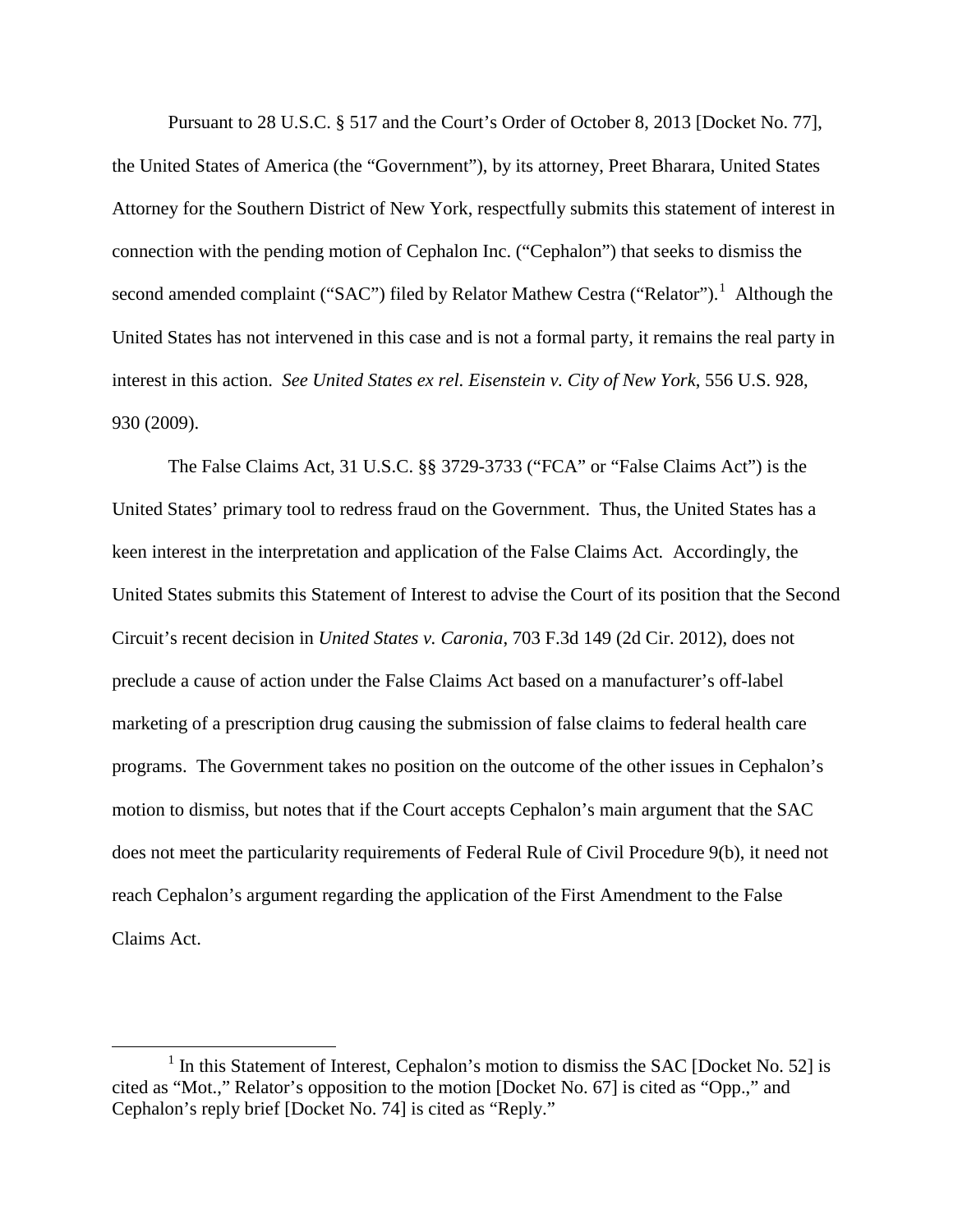Pursuant to 28 U.S.C. § 517 and the Court's Order of October 8, 2013 [Docket No. 77], the United States of America (the "Government"), by its attorney, Preet Bharara, United States Attorney for the Southern District of New York, respectfully submits this statement of interest in connection with the pending motion of Cephalon Inc. ("Cephalon") that seeks to dismiss the second amended complaint ("SAC") filed by Relator Mathew Cestra ("Relator").[1] Although the United States has not intervened in this case and is not a formal party, it remains the real party in interest in this action. *See United States ex rel. Eisenstein v. City of New York*, 556 U.S. 928, 930 (2009).

The False Claims Act, 31 U.S.C. §§ 3729-3733 ("FCA" or "False Claims Act") is the United States' primary tool to redress fraud on the Government. Thus, the United States has a keen interest in the interpretation and application of the False Claims Act. Accordingly, the United States submits this Statement of Interest to advise the Court of its position that the Second Circuit's recent decision in *United States v. Caronia*, 703 F.3d 149 (2d Cir. 2012), does not preclude a cause of action under the False Claims Act based on a manufacturer's off-label marketing of a prescription drug causing the submission of false claims to federal health care programs. The Government takes no position on the outcome of the other issues in Cephalon's motion to dismiss, but notes that if the Court accepts Cephalon's main argument that the SAC does not meet the particularity requirements of Federal Rule of Civil Procedure 9(b), it need not reach Cephalon's argument regarding the application of the First Amendment to the False Claims Act.

[1] In this Statement of Interest, Cephalon's motion to dismiss the SAC [Docket No. 52] is cited as "Mot.," Relator's opposition to the motion [Docket No. 67] is cited as "Opp.," and Cephalon's reply brief [Docket No. 74] is cited as "Reply."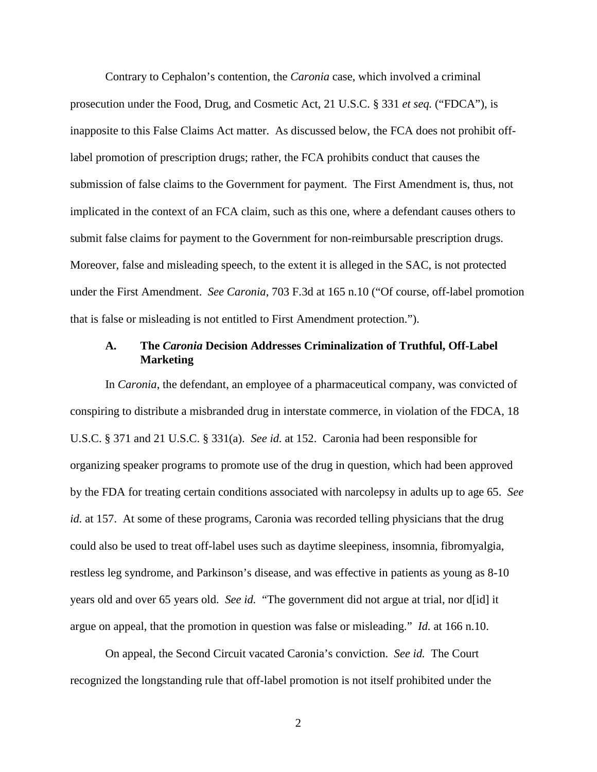Contrary to Cephalon's contention, the *Caronia* case, which involved a criminal prosecution under the Food, Drug, and Cosmetic Act, 21 U.S.C. § 331 *et seq.* ("FDCA"), is inapposite to this False Claims Act matter. As discussed below, the FCA does not prohibit off-label promotion of prescription drugs; rather, the FCA prohibits conduct that causes the submission of false claims to the Government for payment. The First Amendment is, thus, not implicated in the context of an FCA claim, such as this one, where a defendant causes others to submit false claims for payment to the Government for non-reimbursable prescription drugs. Moreover, false and misleading speech, to the extent it is alleged in the SAC, is not protected under the First Amendment. *See Caronia*, 703 F.3d at 165 n.10 ("Of course, off-label promotion that is false or misleading is not entitled to First Amendment protection.").

### A. The *Caronia* Decision Addresses Criminalization of Truthful, Off-Label Marketing

In *Caronia*, the defendant, an employee of a pharmaceutical company, was convicted of conspiring to distribute a misbranded drug in interstate commerce, in violation of the FDCA, 18 U.S.C. § 371 and 21 U.S.C. § 331(a). *See id.* at 152. Caronia had been responsible for organizing speaker programs to promote use of the drug in question, which had been approved by the FDA for treating certain conditions associated with narcolepsy in adults up to age 65. *See id.* at 157. At some of these programs, Caronia was recorded telling physicians that the drug could also be used to treat off-label uses such as daytime sleepiness, insomnia, fibromyalgia, restless leg syndrome, and Parkinson's disease, and was effective in patients as young as 8-10 years old and over 65 years old. *See id.* "The government did not argue at trial, nor d[id] it argue on appeal, that the promotion in question was false or misleading." *Id.* at 166 n.10.

On appeal, the Second Circuit vacated Caronia's conviction. *See id.* The Court recognized the longstanding rule that off-label promotion is not itself prohibited under the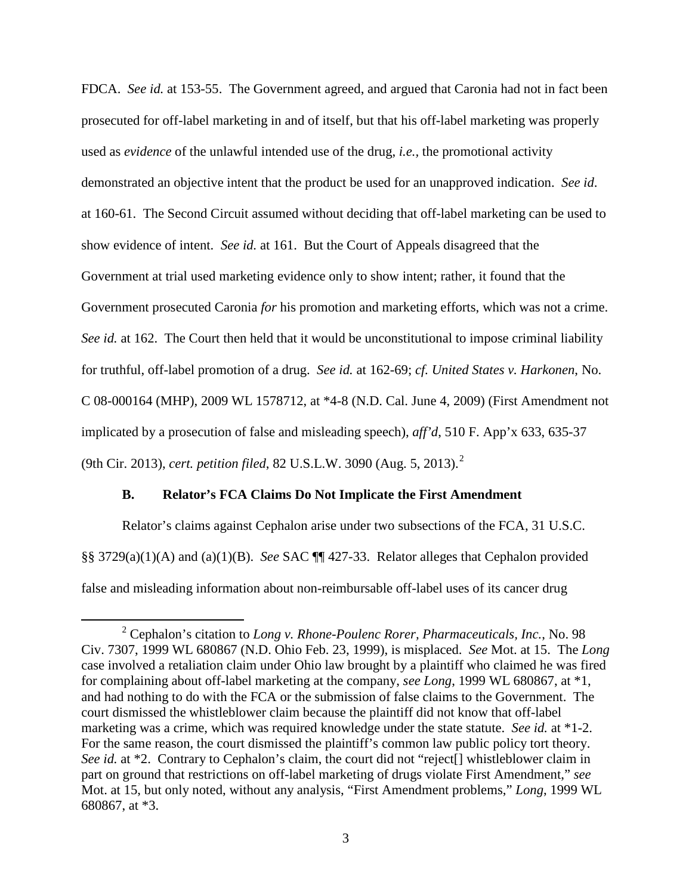FDCA. *See id.* at 153-55. The Government agreed, and argued that Caronia had not in fact been prosecuted for off-label marketing in and of itself, but that his off-label marketing was properly used as *evidence* of the unlawful intended use of the drug, *i.e.*, the promotional activity demonstrated an objective intent that the product be used for an unapproved indication. *See id.* at 160-61. The Second Circuit assumed without deciding that off-label marketing can be used to show evidence of intent. *See id.* at 161. But the Court of Appeals disagreed that the Government at trial used marketing evidence only to show intent; rather, it found that the Government prosecuted Caronia *for* his promotion and marketing efforts, which was not a crime. *See id.* at 162. The Court then held that it would be unconstitutional to impose criminal liability for truthful, off-label promotion of a drug. *See id.* at 162-69; *cf. United States v. Harkonen*, No. C 08-000164 (MHP), 2009 WL 1578712, at *4-8 (N.D. Cal. June 4, 2009) (First Amendment not implicated by a prosecution of false and misleading speech), *aff'd*, 510 F. App'x 633, 635-37 (9th Cir. 2013), *cert. petition filed*, 82 U.S.L.W. 3090 (Aug. 5, 2013).[2]

### B. Relator's FCA Claims Do Not Implicate the First Amendment

Relator's claims against Cephalon arise under two subsections of the FCA, 31 U.S.C. §§ 3729(a)(1)(A) and (a)(1)(B). *See* SAC ¶¶ 427-33. Relator alleges that Cephalon provided false and misleading information about non-reimbursable off-label uses of its cancer drug

---

[2] Cephalon's citation to *Long v. Rhone-Poulenc Rorer, Pharmaceuticals, Inc.*, No. 98 Civ. 7307, 1999 WL 680867 (N.D. Ohio Feb. 23, 1999), is misplaced. *See* Mot. at 15. The *Long* case involved a retaliation claim under Ohio law brought by a plaintiff who claimed he was fired for complaining about off-label marketing at the company, *see Long*, 1999 WL 680867, at *1, and had nothing to do with the FCA or the submission of false claims to the Government. The court dismissed the whistleblower claim because the plaintiff did not know that off-label marketing was a crime, which was required knowledge under the state statute. *See id.* at *1-2. For the same reason, the court dismissed the plaintiff's common law public policy tort theory. *See id.* at *2. Contrary to Cephalon's claim, the court did not "reject[] whistleblower claim in part on ground that restrictions on off-label marketing of drugs violate First Amendment," *see* Mot. at 15, but only noted, without any analysis, "First Amendment problems," *Long*, 1999 WL 680867, at *3.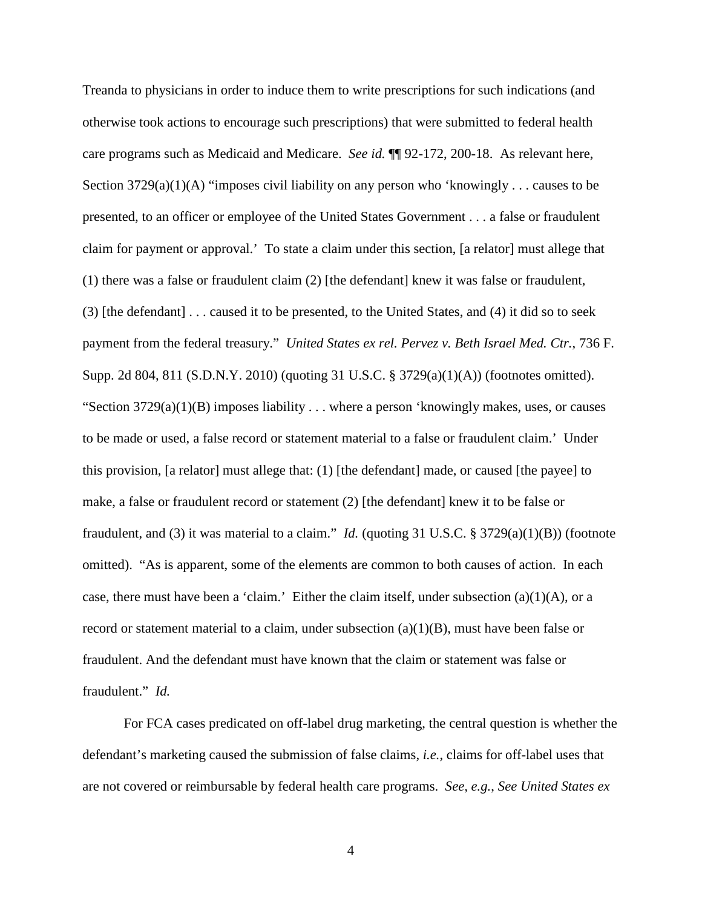Treanda to physicians in order to induce them to write prescriptions for such indications (and otherwise took actions to encourage such prescriptions) that were submitted to federal health care programs such as Medicaid and Medicare. *See id.* ¶¶ 92-172, 200-18. As relevant here, Section 3729(a)(1)(A) "imposes civil liability on any person who 'knowingly . . . causes to be presented, to an officer or employee of the United States Government . . . a false or fraudulent claim for payment or approval.' To state a claim under this section, [a relator] must allege that (1) there was a false or fraudulent claim (2) [the defendant] knew it was false or fraudulent, (3) [the defendant] . . . caused it to be presented, to the United States, and (4) it did so to seek payment from the federal treasury." *United States ex rel. Pervez v. Beth Israel Med. Ctr.*, 736 F. Supp. 2d 804, 811 (S.D.N.Y. 2010) (quoting 31 U.S.C. § 3729(a)(1)(A)) (footnotes omitted). "Section 3729(a)(1)(B) imposes liability . . . where a person 'knowingly makes, uses, or causes to be made or used, a false record or statement material to a false or fraudulent claim.' Under this provision, [a relator] must allege that: (1) [the defendant] made, or caused [the payee] to make, a false or fraudulent record or statement (2) [the defendant] knew it to be false or fraudulent, and (3) it was material to a claim." *Id.* (quoting 31 U.S.C. § 3729(a)(1)(B)) (footnote omitted). "As is apparent, some of the elements are common to both causes of action. In each case, there must have been a 'claim.' Either the claim itself, under subsection (a)(1)(A), or a record or statement material to a claim, under subsection (a)(1)(B), must have been false or fraudulent. And the defendant must have known that the claim or statement was false or fraudulent." *Id.*

For FCA cases predicated on off-label drug marketing, the central question is whether the defendant's marketing caused the submission of false claims, *i.e.*, claims for off-label uses that are not covered or reimbursable by federal health care programs. *See, e.g.*, *See United States ex*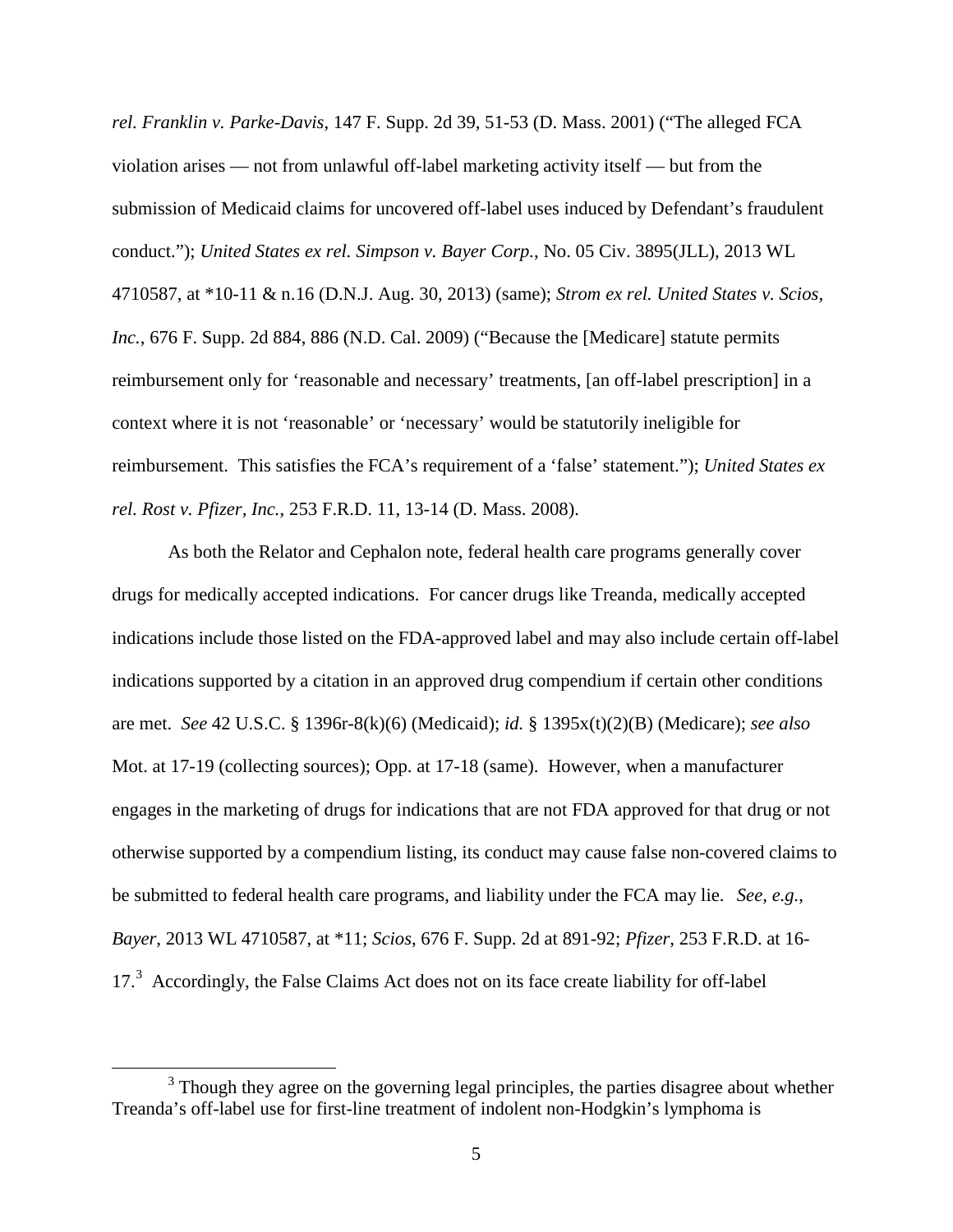*rel. Franklin v. Parke-Davis*, 147 F. Supp. 2d 39, 51-53 (D. Mass. 2001) ("The alleged FCA violation arises — not from unlawful off-label marketing activity itself — but from the submission of Medicaid claims for uncovered off-label uses induced by Defendant's fraudulent conduct."); *United States ex rel. Simpson v. Bayer Corp.*, No. 05 Civ. 3895(JLL), 2013 WL 4710587, at *10-11 & n.16 (D.N.J. Aug. 30, 2013) (same); *Strom ex rel. United States v. Scios, Inc.*, 676 F. Supp. 2d 884, 886 (N.D. Cal. 2009) ("Because the [Medicare] statute permits reimbursement only for 'reasonable and necessary' treatments, [an off-label prescription] in a context where it is not 'reasonable' or 'necessary' would be statutorily ineligible for reimbursement. This satisfies the FCA's requirement of a 'false' statement."); *United States ex rel. Rost v. Pfizer, Inc.*, 253 F.R.D. 11, 13-14 (D. Mass. 2008).

As both the Relator and Cephalon note, federal health care programs generally cover drugs for medically accepted indications. For cancer drugs like Treanda, medically accepted indications include those listed on the FDA-approved label and may also include certain off-label indications supported by a citation in an approved drug compendium if certain other conditions are met. *See* 42 U.S.C. § 1396r-8(k)(6) (Medicaid); *id.* § 1395x(t)(2)(B) (Medicare); *see also* Mot. at 17-19 (collecting sources); Opp. at 17-18 (same). However, when a manufacturer engages in the marketing of drugs for indications that are not FDA approved for that drug or not otherwise supported by a compendium listing, its conduct may cause false non-covered claims to be submitted to federal health care programs, and liability under the FCA may lie. *See, e.g.*, *Bayer*, 2013 WL 4710587, at *11; *Scios*, 676 F. Supp. 2d at 891-92; *Pfizer*, 253 F.R.D. at 16-17.[3] Accordingly, the False Claims Act does not on its face create liability for off-label

[3] Though they agree on the governing legal principles, the parties disagree about whether Treanda's off-label use for first-line treatment of indolent non-Hodgkin's lymphoma is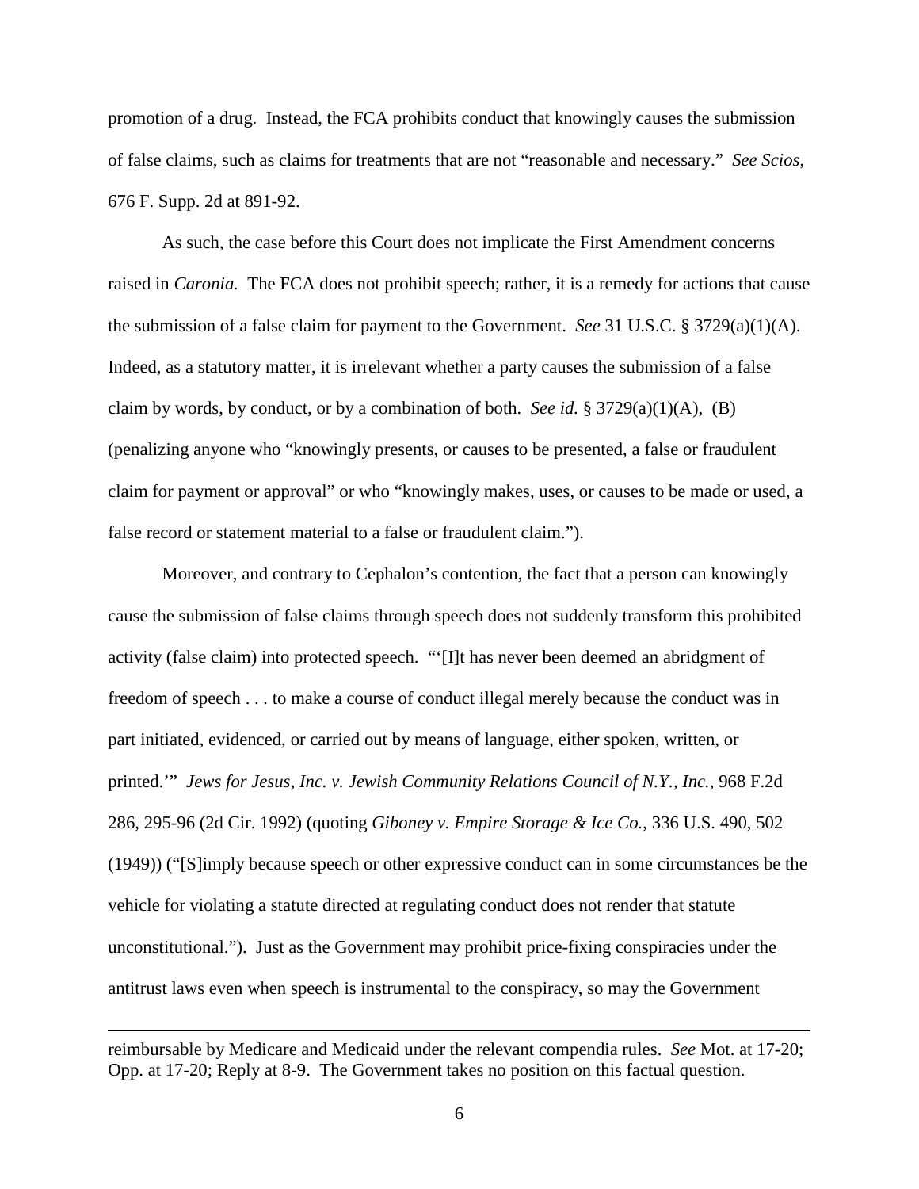promotion of a drug. Instead, the FCA prohibits conduct that knowingly causes the submission of false claims, such as claims for treatments that are not "reasonable and necessary." *See Scios*, 676 F. Supp. 2d at 891-92.

As such, the case before this Court does not implicate the First Amendment concerns raised in *Caronia.* The FCA does not prohibit speech; rather, it is a remedy for actions that cause the submission of a false claim for payment to the Government. *See* 31 U.S.C. § 3729(a)(1)(A). Indeed, as a statutory matter, it is irrelevant whether a party causes the submission of a false claim by words, by conduct, or by a combination of both. *See id.* § 3729(a)(1)(A), (B) (penalizing anyone who "knowingly presents, or causes to be presented, a false or fraudulent claim for payment or approval" or who "knowingly makes, uses, or causes to be made or used, a false record or statement material to a false or fraudulent claim.").

Moreover, and contrary to Cephalon's contention, the fact that a person can knowingly cause the submission of false claims through speech does not suddenly transform this prohibited activity (false claim) into protected speech. "'[I]t has never been deemed an abridgment of freedom of speech . . . to make a course of conduct illegal merely because the conduct was in part initiated, evidenced, or carried out by means of language, either spoken, written, or printed.'" *Jews for Jesus, Inc. v. Jewish Community Relations Council of N.Y., Inc.*, 968 F.2d 286, 295-96 (2d Cir. 1992) (quoting *Giboney v. Empire Storage & Ice Co.*, 336 U.S. 490, 502 (1949)) ("[S]imply because speech or other expressive conduct can in some circumstances be the vehicle for violating a statute directed at regulating conduct does not render that statute unconstitutional."). Just as the Government may prohibit price-fixing conspiracies under the antitrust laws even when speech is instrumental to the conspiracy, so may the Government

---

reimbursable by Medicare and Medicaid under the relevant compendia rules. *See* Mot. at 17-20; Opp. at 17-20; Reply at 8-9. The Government takes no position on this factual question.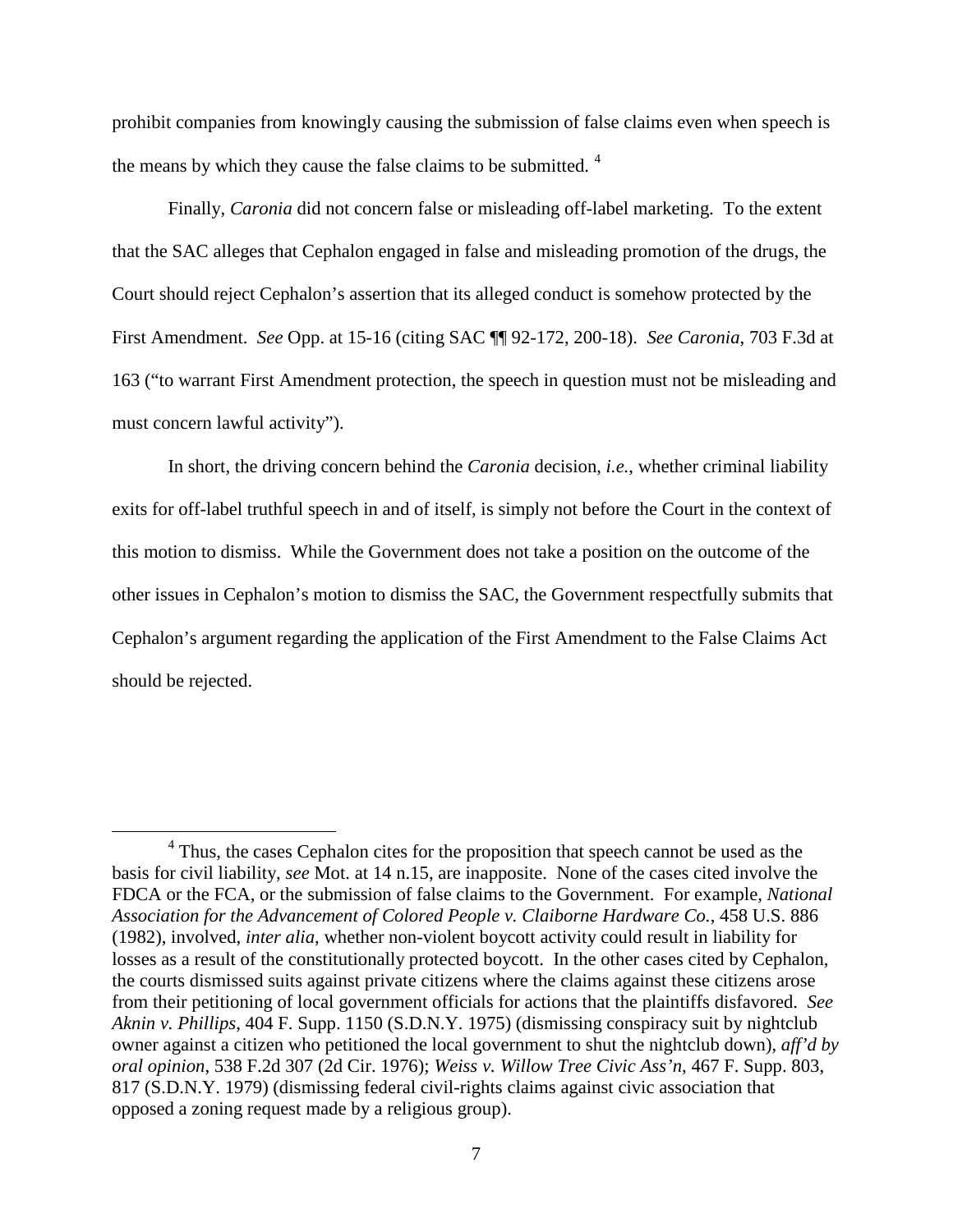prohibit companies from knowingly causing the submission of false claims even when speech is the means by which they cause the false claims to be submitted. [4]

Finally, *Caronia* did not concern false or misleading off-label marketing. To the extent that the SAC alleges that Cephalon engaged in false and misleading promotion of the drugs, the Court should reject Cephalon's assertion that its alleged conduct is somehow protected by the First Amendment. *See* Opp. at 15-16 (citing SAC ¶¶ 92-172, 200-18). *See Caronia*, 703 F.3d at 163 ("to warrant First Amendment protection, the speech in question must not be misleading and must concern lawful activity").

In short, the driving concern behind the *Caronia* decision, *i.e.*, whether criminal liability exits for off-label truthful speech in and of itself, is simply not before the Court in the context of this motion to dismiss. While the Government does not take a position on the outcome of the other issues in Cephalon's motion to dismiss the SAC, the Government respectfully submits that Cephalon's argument regarding the application of the First Amendment to the False Claims Act should be rejected.

---

[4] Thus, the cases Cephalon cites for the proposition that speech cannot be used as the basis for civil liability, *see* Mot. at 14 n.15, are inapposite. None of the cases cited involve the FDCA or the FCA, or the submission of false claims to the Government. For example, *National Association for the Advancement of Colored People v. Claiborne Hardware Co.*, 458 U.S. 886 (1982), involved, *inter alia*, whether non-violent boycott activity could result in liability for losses as a result of the constitutionally protected boycott. In the other cases cited by Cephalon, the courts dismissed suits against private citizens where the claims against these citizens arose from their petitioning of local government officials for actions that the plaintiffs disfavored. *See Aknin v. Phillips*, 404 F. Supp. 1150 (S.D.N.Y. 1975) (dismissing conspiracy suit by nightclub owner against a citizen who petitioned the local government to shut the nightclub down), *aff'd by oral opinion*, 538 F.2d 307 (2d Cir. 1976); *Weiss v. Willow Tree Civic Ass'n*, 467 F. Supp. 803, 817 (S.D.N.Y. 1979) (dismissing federal civil-rights claims against civic association that opposed a zoning request made by a religious group).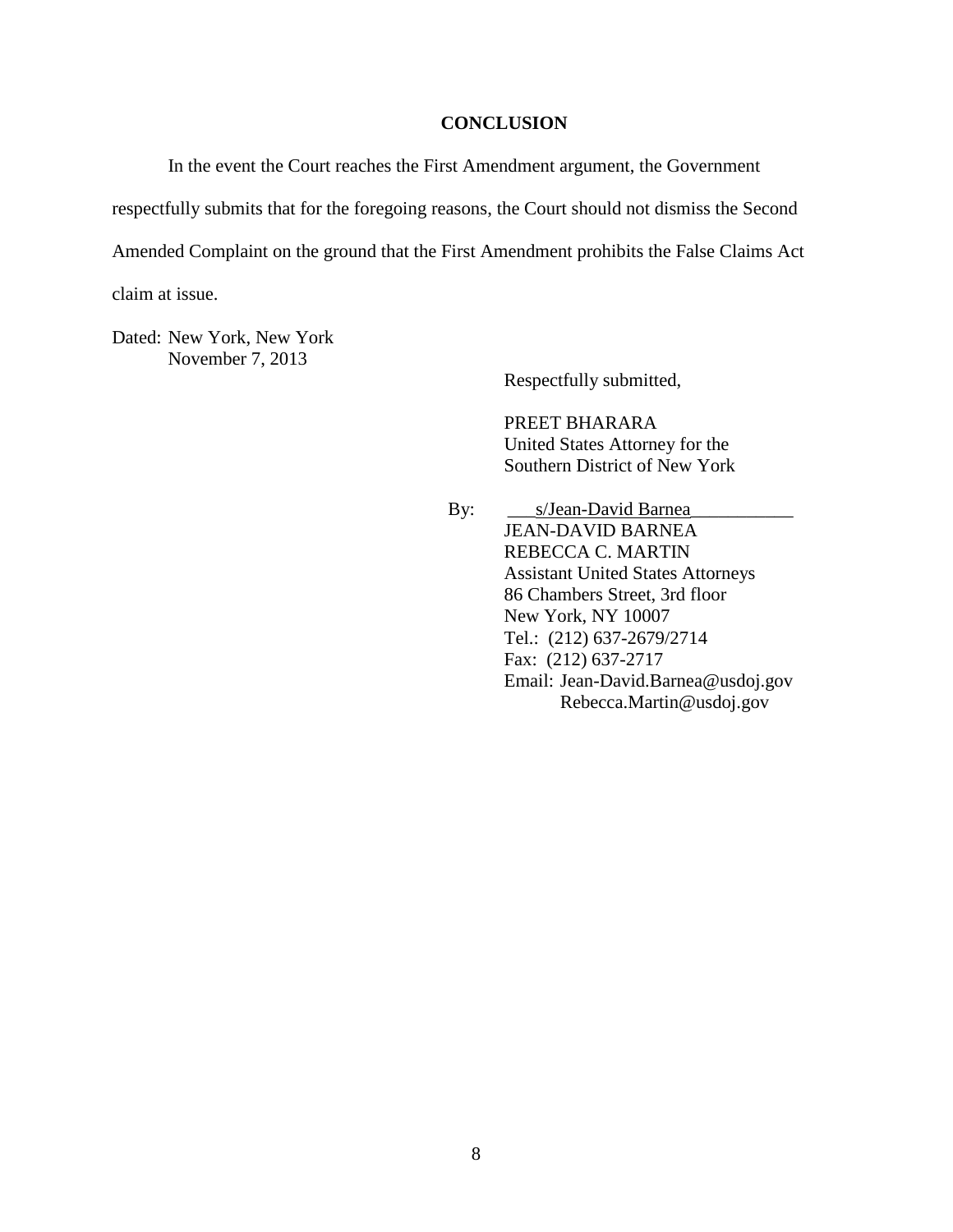**CONCLUSION**

In the event the Court reaches the First Amendment argument, the Government respectfully submits that for the foregoing reasons, the Court should not dismiss the Second Amended Complaint on the ground that the First Amendment prohibits the False Claims Act claim at issue.

Dated: New York, New York
November 7, 2013

Respectfully submitted,

PREET BHARARA
United States Attorney for the
Southern District of New York

By: s/Jean-David Barnea
JEAN-DAVID BARNEA
REBECCA C. MARTIN
Assistant United States Attorneys
86 Chambers Street, 3rd floor
New York, NY 10007
Tel.: (212) 637-2679/2714
Fax: (212) 637-2717
Email: Jean-David.Barnea@usdoj.gov
Rebecca.Martin@usdoj.gov